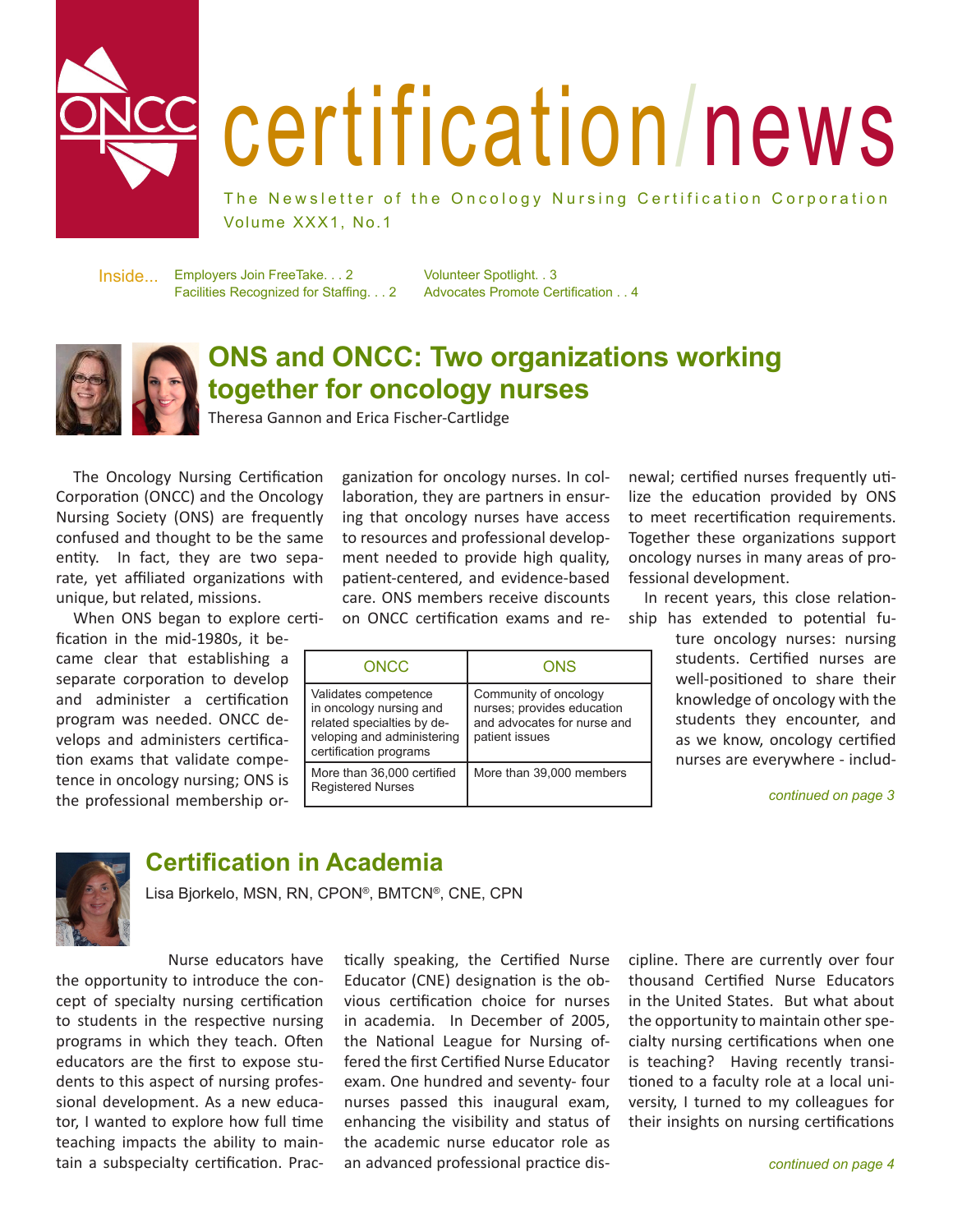# certification/news

The Newsletter of the Oncology Nursing Certification Corporation

Volume XXX1, No.1

Inside...
- Employers Join FreeTake. . . 2
- Facilities Recognized for Staffing. . . 2
- Volunteer Spotlight. . 3
- Advocates Promote Certification . . 4

## ONS and ONCC: Two organizations working together for oncology nurses

Theresa Gannon and Erica Fischer-Cartlidge

The Oncology Nursing Certification Corporation (ONCC) and the Oncology Nursing Society (ONS) are frequently confused and thought to be the same entity. In fact, they are two separate, yet affiliated organizations with unique, but related, missions.

When ONS began to explore certification in the mid-1980s, it became clear that establishing a separate corporation to develop and administer a certification program was needed. ONCC develops and administers certification exams that validate competence in oncology nursing; ONS is the professional membership organization for oncology nurses. In collaboration, they are partners in ensuring that oncology nurses have access to resources and professional development needed to provide high quality, patient-centered, and evidence-based care. ONS members receive discounts on ONCC certification exams and renewal; certified nurses frequently utilize the education provided by ONS to meet recertification requirements. Together these organizations support oncology nurses in many areas of professional development.

| ONCC | ONS |
|---|---|
| Validates competence in oncology nursing and related specialties by developing and administering certification programs | Community of oncology nurses; provides education and advocates for nurse and patient issues |
| More than 36,000 certified Registered Nurses | More than 39,000 members |

In recent years, this close relationship has extended to potential future oncology nurses: nursing students. Certified nurses are well-positioned to share their knowledge of oncology with the students they encounter, and as we know, oncology certified nurses are everywhere - includ-

*continued on page 3*

## Certification in Academia

Lisa Bjorkelo, MSN, RN, CPON®, BMTCN®, CNE, CPN

Nurse educators have the opportunity to introduce the concept of specialty nursing certification to students in the respective nursing programs in which they teach. Often educators are the first to expose students to this aspect of nursing professional development. As a new educator, I wanted to explore how full time teaching impacts the ability to maintain a subspecialty certification. Practically speaking, the Certified Nurse Educator (CNE) designation is the obvious certification choice for nurses in academia. In December of 2005, the National League for Nursing offered the first Certified Nurse Educator exam. One hundred and seventy- four nurses passed this inaugural exam, enhancing the visibility and status of the academic nurse educator role as an advanced professional practice discipline. There are currently over four thousand Certified Nurse Educators in the United States. But what about the opportunity to maintain other specialty nursing certifications when one is teaching? Having recently transitioned to a faculty role at a local university, I turned to my colleagues for their insights on nursing certifications

*continued on page 4*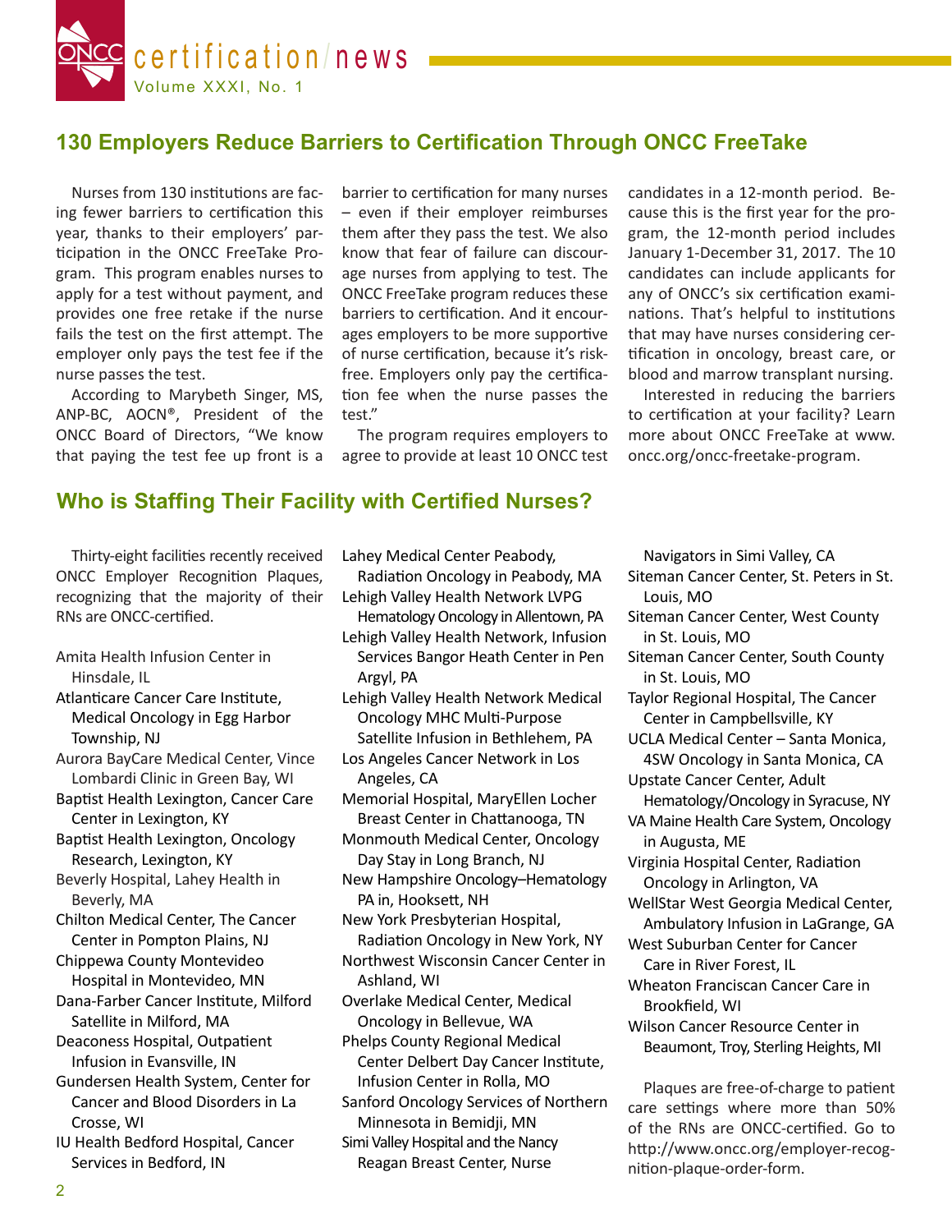## 130 Employers Reduce Barriers to Certification Through ONCC FreeTake

Nurses from 130 institutions are facing fewer barriers to certification this year, thanks to their employers' participation in the ONCC FreeTake Program. This program enables nurses to apply for a test without payment, and provides one free retake if the nurse fails the test on the first attempt. The employer only pays the test fee if the nurse passes the test.

According to Marybeth Singer, MS, ANP-BC, AOCN®, President of the ONCC Board of Directors, "We know that paying the test fee up front is a barrier to certification for many nurses – even if their employer reimburses them after they pass the test. We also know that fear of failure can discourage nurses from applying to test. The ONCC FreeTake program reduces these barriers to certification. And it encourages employers to be more supportive of nurse certification, because it's risk-free. Employers only pay the certification fee when the nurse passes the test."

The program requires employers to agree to provide at least 10 ONCC test candidates in a 12-month period. Because this is the first year for the program, the 12-month period includes January 1-December 31, 2017. The 10 candidates can include applicants for any of ONCC's six certification examinations. That's helpful to institutions that may have nurses considering certification in oncology, breast care, or blood and marrow transplant nursing.

Interested in reducing the barriers to certification at your facility? Learn more about ONCC FreeTake at www.oncc.org/oncc-freetake-program.

## Who is Staffing Their Facility with Certified Nurses?

Thirty-eight facilities recently received ONCC Employer Recognition Plaques, recognizing that the majority of their RNs are ONCC-certified.

- Amita Health Infusion Center in Hinsdale, IL
- Atlanticare Cancer Care Institute, Medical Oncology in Egg Harbor Township, NJ
- Aurora BayCare Medical Center, Vince Lombardi Clinic in Green Bay, WI
- Baptist Health Lexington, Cancer Care Center in Lexington, KY
- Baptist Health Lexington, Oncology Research, Lexington, KY
- Beverly Hospital, Lahey Health in Beverly, MA
- Chilton Medical Center, The Cancer Center in Pompton Plains, NJ
- Chippewa County Montevideo Hospital in Montevideo, MN
- Dana-Farber Cancer Institute, Milford Satellite in Milford, MA
- Deaconess Hospital, Outpatient Infusion in Evansville, IN
- Gundersen Health System, Center for Cancer and Blood Disorders in La Crosse, WI
- IU Health Bedford Hospital, Cancer Services in Bedford, IN
- Lahey Medical Center Peabody, Radiation Oncology in Peabody, MA
- Lehigh Valley Health Network LVPG Hematology Oncology in Allentown, PA
- Lehigh Valley Health Network, Infusion Services Bangor Heath Center in Pen Argyl, PA
- Lehigh Valley Health Network Medical Oncology MHC Multi-Purpose Satellite Infusion in Bethlehem, PA
- Los Angeles Cancer Network in Los Angeles, CA
- Memorial Hospital, MaryEllen Locher Breast Center in Chattanooga, TN
- Monmouth Medical Center, Oncology Day Stay in Long Branch, NJ
- New Hampshire Oncology–Hematology PA in, Hooksett, NH
- New York Presbyterian Hospital, Radiation Oncology in New York, NY
- Northwest Wisconsin Cancer Center in Ashland, WI
- Overlake Medical Center, Medical Oncology in Bellevue, WA
- Phelps County Regional Medical Center Delbert Day Cancer Institute, Infusion Center in Rolla, MO
- Sanford Oncology Services of Northern Minnesota in Bemidji, MN
- Simi Valley Hospital and the Nancy Reagan Breast Center, Nurse Navigators in Simi Valley, CA
- Siteman Cancer Center, St. Peters in St. Louis, MO
- Siteman Cancer Center, West County in St. Louis, MO
- Siteman Cancer Center, South County in St. Louis, MO
- Taylor Regional Hospital, The Cancer Center in Campbellsville, KY
- UCLA Medical Center – Santa Monica, 4SW Oncology in Santa Monica, CA
- Upstate Cancer Center, Adult Hematology/Oncology in Syracuse, NY
- VA Maine Health Care System, Oncology in Augusta, ME
- Virginia Hospital Center, Radiation Oncology in Arlington, VA
- WellStar West Georgia Medical Center, Ambulatory Infusion in LaGrange, GA
- West Suburban Center for Cancer Care in River Forest, IL
- Wheaton Franciscan Cancer Care in Brookfield, WI
- Wilson Cancer Resource Center in Beaumont, Troy, Sterling Heights, MI

Plaques are free-of-charge to patient care settings where more than 50% of the RNs are ONCC-certified. Go to http://www.oncc.org/employer-recognition-plaque-order-form.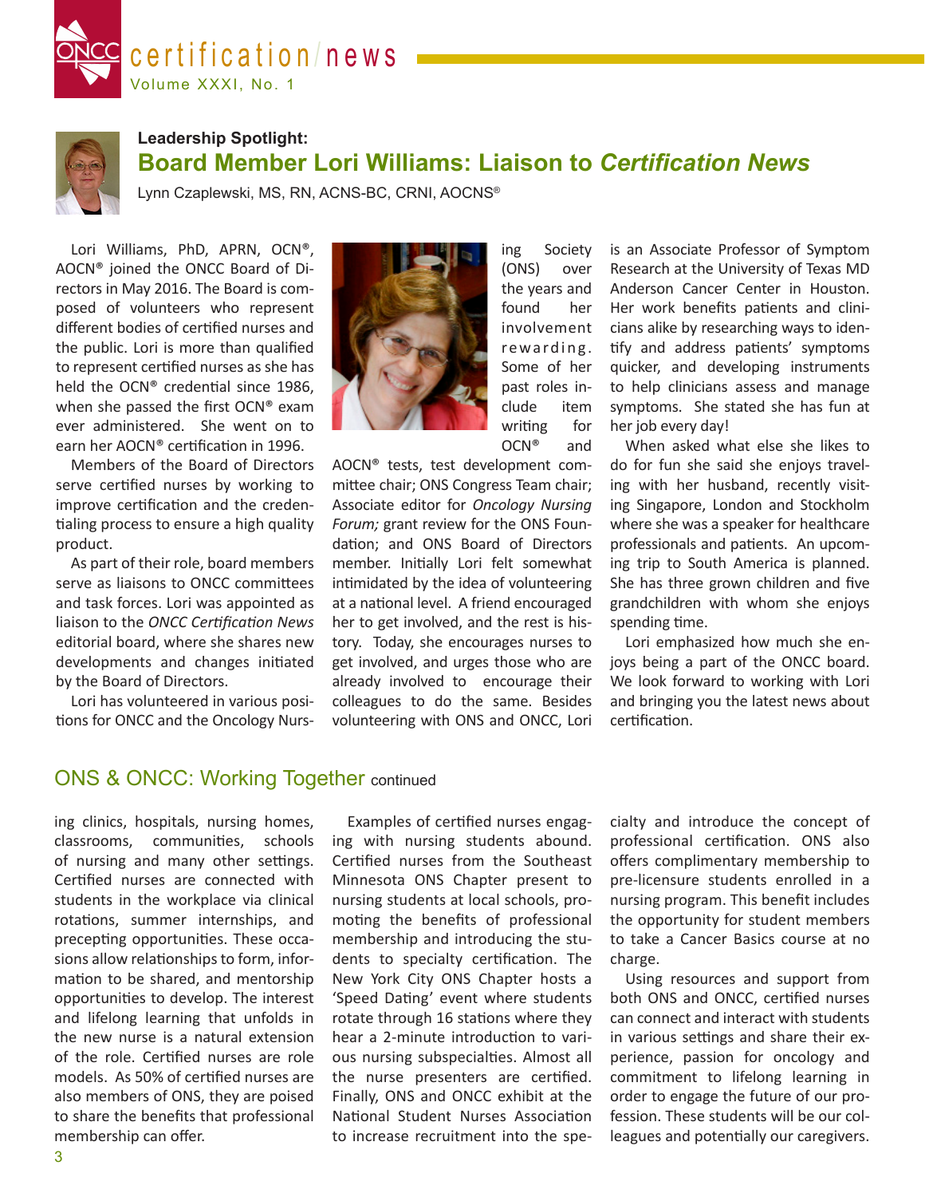## Leadership Spotlight:

# Board Member Lori Williams: Liaison to *Certification News*

Lynn Czaplewski, MS, RN, ACNS-BC, CRNI, AOCNS®

Lori Williams, PhD, APRN, OCN®, AOCN® joined the ONCC Board of Directors in May 2016. The Board is composed of volunteers who represent different bodies of certified nurses and the public. Lori is more than qualified to represent certified nurses as she has held the OCN® credential since 1986, when she passed the first OCN® exam ever administered. She went on to earn her AOCN® certification in 1996.

Members of the Board of Directors serve certified nurses by working to improve certification and the credentialing process to ensure a high quality product.

As part of their role, board members serve as liaisons to ONCC committees and task forces. Lori was appointed as liaison to the *ONCC Certification News* editorial board, where she shares new developments and changes initiated by the Board of Directors.

Lori has volunteered in various positions for ONCC and the Oncology Nursing Society (ONS) over the years and found her involvement rewarding. Some of her past roles include item writing for OCN® and AOCN® tests, test development committee chair; ONS Congress Team chair; Associate editor for *Oncology Nursing Forum;* grant review for the ONS Foundation; and ONS Board of Directors member. Initially Lori felt somewhat intimidated by the idea of volunteering at a national level. A friend encouraged her to get involved, and the rest is history. Today, she encourages nurses to get involved, and urges those who are already involved to encourage their colleagues to do the same. Besides volunteering with ONS and ONCC, Lori is an Associate Professor of Symptom Research at the University of Texas MD Anderson Cancer Center in Houston. Her work benefits patients and clinicians alike by researching ways to identify and address patients' symptoms quicker, and developing instruments to help clinicians assess and manage symptoms. She stated she has fun at her job every day!

When asked what else she likes to do for fun she said she enjoys traveling with her husband, recently visiting Singapore, London and Stockholm where she was a speaker for healthcare professionals and patients. An upcoming trip to South America is planned. She has three grown children and five grandchildren with whom she enjoys spending time.

Lori emphasized how much she enjoys being a part of the ONCC board. We look forward to working with Lori and bringing you the latest news about certification.

## ONS & ONCC: Working Together continued

ing clinics, hospitals, nursing homes, classrooms, communities, schools of nursing and many other settings. Certified nurses are connected with students in the workplace via clinical rotations, summer internships, and precepting opportunities. These occasions allow relationships to form, information to be shared, and mentorship opportunities to develop. The interest and lifelong learning that unfolds in the new nurse is a natural extension of the role. Certified nurses are role models. As 50% of certified nurses are also members of ONS, they are poised to share the benefits that professional membership can offer.

Examples of certified nurses engaging with nursing students abound. Certified nurses from the Southeast Minnesota ONS Chapter present to nursing students at local schools, promoting the benefits of professional membership and introducing the students to specialty certification. The New York City ONS Chapter hosts a 'Speed Dating' event where students rotate through 16 stations where they hear a 2-minute introduction to various nursing subspecialties. Almost all the nurse presenters are certified. Finally, ONS and ONCC exhibit at the National Student Nurses Association to increase recruitment into the specialty and introduce the concept of professional certification. ONS also offers complimentary membership to pre-licensure students enrolled in a nursing program. This benefit includes the opportunity for student members to take a Cancer Basics course at no charge.

Using resources and support from both ONS and ONCC, certified nurses can connect and interact with students in various settings and share their experience, passion for oncology and commitment to lifelong learning in order to engage the future of our profession. These students will be our colleagues and potentially our caregivers.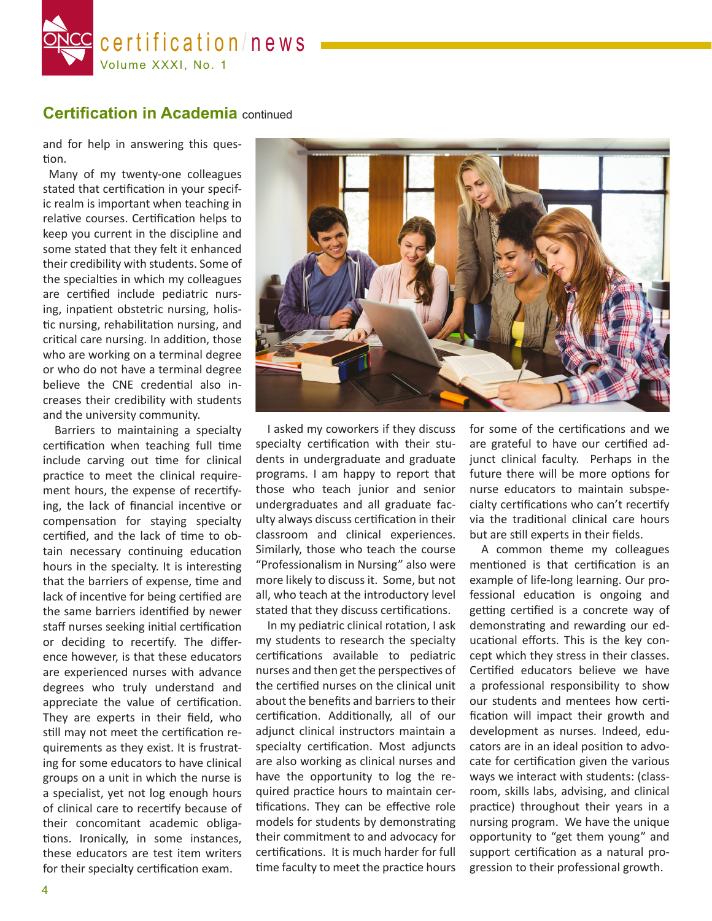## Certification in Academia continued

and for help in answering this question.

Many of my twenty-one colleagues stated that certification in your specific realm is important when teaching in relative courses. Certification helps to keep you current in the discipline and some stated that they felt it enhanced their credibility with students. Some of the specialties in which my colleagues are certified include pediatric nursing, inpatient obstetric nursing, holistic nursing, rehabilitation nursing, and critical care nursing. In addition, those who are working on a terminal degree or who do not have a terminal degree believe the CNE credential also increases their credibility with students and the university community.

Barriers to maintaining a specialty certification when teaching full time include carving out time for clinical practice to meet the clinical requirement hours, the expense of recertifying, the lack of financial incentive or compensation for staying specialty certified, and the lack of time to obtain necessary continuing education hours in the specialty. It is interesting that the barriers of expense, time and lack of incentive for being certified are the same barriers identified by newer staff nurses seeking initial certification or deciding to recertify. The difference however, is that these educators are experienced nurses with advance degrees who truly understand and appreciate the value of certification. They are experts in their field, who still may not meet the certification requirements as they exist. It is frustrating for some educators to have clinical groups on a unit in which the nurse is a specialist, yet not log enough hours of clinical care to recertify because of their concomitant academic obligations. Ironically, in some instances, these educators are test item writers for their specialty certification exam.

I asked my coworkers if they discuss specialty certification with their students in undergraduate and graduate programs. I am happy to report that those who teach junior and senior undergraduates and all graduate faculty always discuss certification in their classroom and clinical experiences. Similarly, those who teach the course "Professionalism in Nursing" also were more likely to discuss it. Some, but not all, who teach at the introductory level stated that they discuss certifications.

In my pediatric clinical rotation, I ask my students to research the specialty certifications available to pediatric nurses and then get the perspectives of the certified nurses on the clinical unit about the benefits and barriers to their certification. Additionally, all of our adjunct clinical instructors maintain a specialty certification. Most adjuncts are also working as clinical nurses and have the opportunity to log the required practice hours to maintain certifications. They can be effective role models for students by demonstrating their commitment to and advocacy for certifications. It is much harder for full time faculty to meet the practice hours for some of the certifications and we are grateful to have our certified adjunct clinical faculty. Perhaps in the future there will be more options for nurse educators to maintain subspecialty certifications who can't recertify via the traditional clinical care hours but are still experts in their fields.

A common theme my colleagues mentioned is that certification is an example of life-long learning. Our professional education is ongoing and getting certified is a concrete way of demonstrating and rewarding our educational efforts. This is the key concept which they stress in their classes. Certified educators believe we have a professional responsibility to show our students and mentees how certification will impact their growth and development as nurses. Indeed, educators are in an ideal position to advocate for certification given the various ways we interact with students: (classroom, skills labs, advising, and clinical practice) throughout their years in a nursing program. We have the unique opportunity to "get them young" and support certification as a natural progression to their professional growth.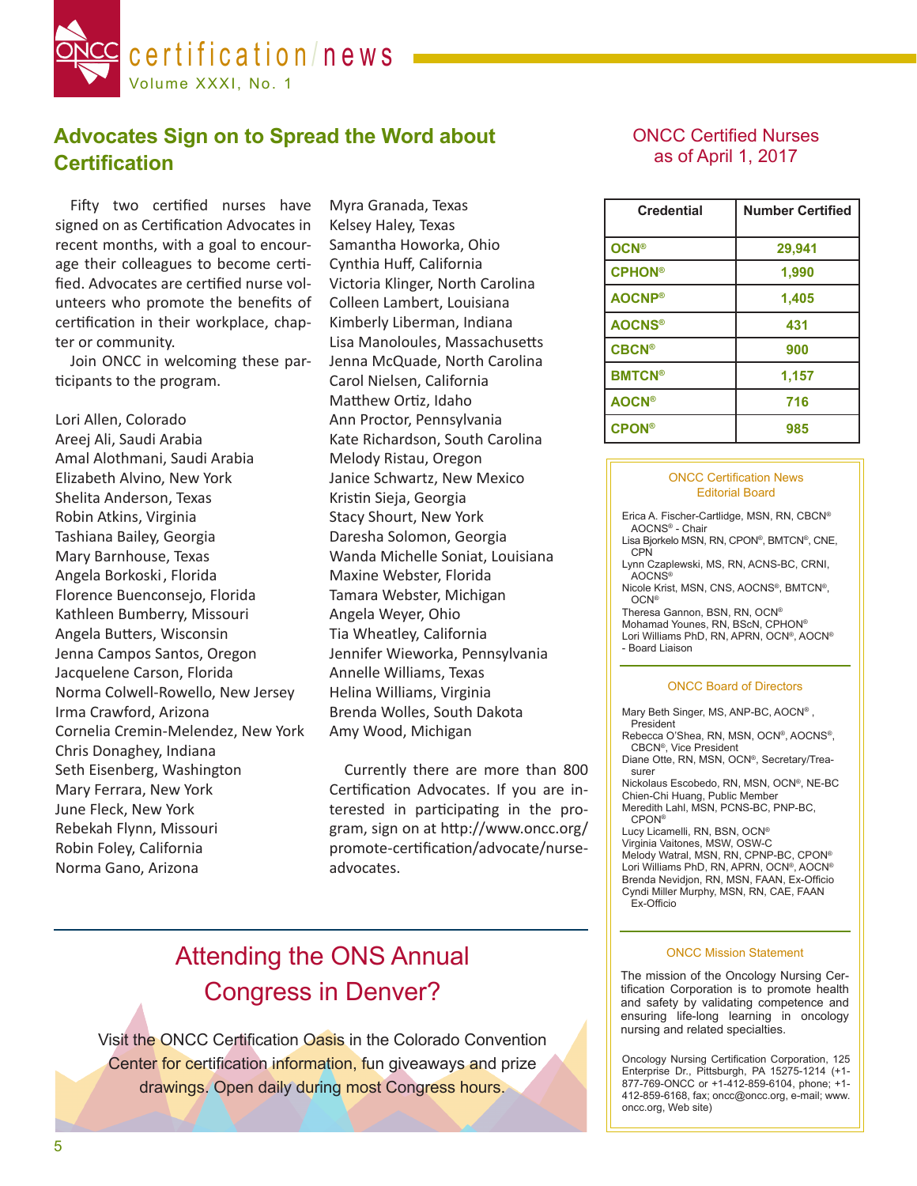## Advocates Sign on to Spread the Word about Certification

Fifty two certified nurses have signed on as Certification Advocates in recent months, with a goal to encourage their colleagues to become certified. Advocates are certified nurse volunteers who promote the benefits of certification in their workplace, chapter or community.

Join ONCC in welcoming these participants to the program.

Lori Allen, Colorado
Areej Ali, Saudi Arabia
Amal Alothmani, Saudi Arabia
Elizabeth Alvino, New York
Shelita Anderson, Texas
Robin Atkins, Virginia
Tashiana Bailey, Georgia
Mary Barnhouse, Texas
Angela Borkoski, Florida
Florence Buenconsejo, Florida
Kathleen Bumberry, Missouri
Angela Butters, Wisconsin
Jenna Campos Santos, Oregon
Jacquelene Carson, Florida
Norma Colwell-Rowello, New Jersey
Irma Crawford, Arizona
Cornelia Cremin-Melendez, New York
Chris Donaghey, Indiana
Seth Eisenberg, Washington
Mary Ferrara, New York
June Fleck, New York
Rebekah Flynn, Missouri
Robin Foley, California
Norma Gano, Arizona
Myra Granada, Texas
Kelsey Haley, Texas
Samantha Howorka, Ohio
Cynthia Huff, California
Victoria Klinger, North Carolina
Colleen Lambert, Louisiana
Kimberly Liberman, Indiana
Lisa Manoloules, Massachusetts
Jenna McQuade, North Carolina
Carol Nielsen, California
Matthew Ortiz, Idaho
Ann Proctor, Pennsylvania
Kate Richardson, South Carolina
Melody Ristau, Oregon
Janice Schwartz, New Mexico
Kristin Sieja, Georgia
Stacy Shourt, New York
Daresha Solomon, Georgia
Wanda Michelle Soniat, Louisiana
Maxine Webster, Florida
Tamara Webster, Michigan
Angela Weyer, Ohio
Tia Wheatley, California
Jennifer Wieworka, Pennsylvania
Annelle Williams, Texas
Helina Williams, Virginia
Brenda Wolles, South Dakota
Amy Wood, Michigan

Currently there are more than 800 Certification Advocates. If you are interested in participating in the program, sign on at http://www.oncc.org/promote-certification/advocate/nurse-advocates.

## Attending the ONS Annual Congress in Denver?

Visit the ONCC Certification Oasis in the Colorado Convention Center for certification information, fun giveaways and prize drawings. Open daily during most Congress hours.

### ONCC Certified Nurses as of April 1, 2017

| Credential | Number Certified |
|---|---|
| OCN® | 29,941 |
| CPHON® | 1,990 |
| AOCNP® | 1,405 |
| AOCNS® | 431 |
| CBCN® | 900 |
| BMTCN® | 1,157 |
| AOCN® | 716 |
| CPON® | 985 |

### ONCC Certification News Editorial Board

Erica A. Fischer-Cartlidge, MSN, RN, CBCN® AOCNS® - Chair
Lisa Bjorkelo MSN, RN, CPON®, BMTCN®, CNE, CPN
Lynn Czaplewski, MS, RN, ACNS-BC, CRNI, AOCNS®
Nicole Krist, MSN, CNS, AOCNS®, BMTCN®, OCN®
Theresa Gannon, BSN, RN, OCN®
Mohamad Younes, RN, BScN, CPHON®
Lori Williams PhD, RN, APRN, OCN®, AOCN® - Board Liaison

### ONCC Board of Directors

Mary Beth Singer, MS, ANP-BC, AOCN®, President
Rebecca O'Shea, RN, MSN, OCN®, AOCNS®, CBCN®, Vice President
Diane Otte, RN, MSN, OCN®, Secretary/Treasurer
Nickolaus Escobedo, RN, MSN, OCN®, NE-BC
Chien-Chi Huang, Public Member
Meredith Lahl, MSN, PCNS-BC, PNP-BC, CPON®
Lucy Licamelli, RN, BSN, OCN®
Virginia Vaitones, MSW, OSW-C
Melody Watral, MSN, RN, CPNP-BC, CPON®
Lori Williams PhD, RN, APRN, OCN®, AOCN®
Brenda Nevidjon, RN, MSN, FAAN, Ex-Officio
Cyndi Miller Murphy, MSN, RN, CAE, FAAN Ex-Officio

### ONCC Mission Statement

The mission of the Oncology Nursing Certification Corporation is to promote health and safety by validating competence and ensuring life-long learning in oncology nursing and related specialties.

Oncology Nursing Certification Corporation, 125 Enterprise Dr., Pittsburgh, PA 15275-1214 (+1-877-769-ONCC or +1-412-859-6104, phone; +1-412-859-6168, fax; oncc@oncc.org, e-mail; www.oncc.org, Web site)